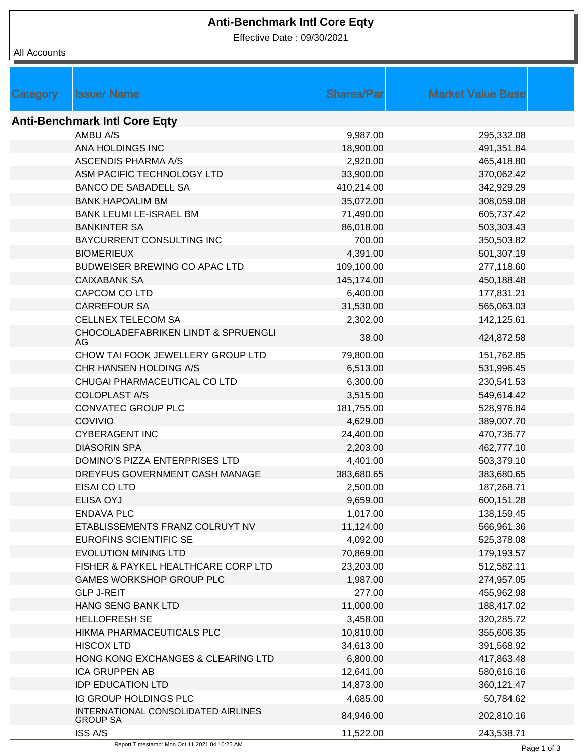# Anti-Benchmark Intl Core Eqty

Effective Date : 09/30/2021

All Accounts

| Category | Issuer Name | Shares/Par | Market Value Base |
|---|---|---|---|
| **Anti-Benchmark Intl Core Eqty** | | | |
| | AMBU A/S | 9,987.00 | 295,332.08 |
| | ANA HOLDINGS INC | 18,900.00 | 491,351.84 |
| | ASCENDIS PHARMA A/S | 2,920.00 | 465,418.80 |
| | ASM PACIFIC TECHNOLOGY LTD | 33,900.00 | 370,062.42 |
| | BANCO DE SABADELL SA | 410,214.00 | 342,929.29 |
| | BANK HAPOALIM BM | 35,072.00 | 308,059.08 |
| | BANK LEUMI LE-ISRAEL BM | 71,490.00 | 605,737.42 |
| | BANKINTER SA | 86,018.00 | 503,303.43 |
| | BAYCURRENT CONSULTING INC | 700.00 | 350,503.82 |
| | BIOMERIEUX | 4,391.00 | 501,307.19 |
| | BUDWEISER BREWING CO APAC LTD | 109,100.00 | 277,118.60 |
| | CAIXABANK SA | 145,174.00 | 450,188.48 |
| | CAPCOM CO LTD | 6,400.00 | 177,831.21 |
| | CARREFOUR SA | 31,530.00 | 565,063.03 |
| | CELLNEX TELECOM SA | 2,302.00 | 142,125.61 |
| | CHOCOLADEFABRIKEN LINDT & SPRUENGLI AG | 38.00 | 424,872.58 |
| | CHOW TAI FOOK JEWELLERY GROUP LTD | 79,800.00 | 151,762.85 |
| | CHR HANSEN HOLDING A/S | 6,513.00 | 531,996.45 |
| | CHUGAI PHARMACEUTICAL CO LTD | 6,300.00 | 230,541.53 |
| | COLOPLAST A/S | 3,515.00 | 549,614.42 |
| | CONVATEC GROUP PLC | 181,755.00 | 528,976.84 |
| | COVIVIO | 4,629.00 | 389,007.70 |
| | CYBERAGENT INC | 24,400.00 | 470,736.77 |
| | DIASORIN SPA | 2,203.00 | 462,777.10 |
| | DOMINO'S PIZZA ENTERPRISES LTD | 4,401.00 | 503,379.10 |
| | DREYFUS GOVERNMENT CASH MANAGE | 383,680.65 | 383,680.65 |
| | EISAI CO LTD | 2,500.00 | 187,268.71 |
| | ELISA OYJ | 9,659.00 | 600,151.28 |
| | ENDAVA PLC | 1,017.00 | 138,159.45 |
| | ETABLISSEMENTS FRANZ COLRUYT NV | 11,124.00 | 566,961.36 |
| | EUROFINS SCIENTIFIC SE | 4,092.00 | 525,378.08 |
| | EVOLUTION MINING LTD | 70,869.00 | 179,193.57 |
| | FISHER & PAYKEL HEALTHCARE CORP LTD | 23,203.00 | 512,582.11 |
| | GAMES WORKSHOP GROUP PLC | 1,987.00 | 274,957.05 |
| | GLP J-REIT | 277.00 | 455,962.98 |
| | HANG SENG BANK LTD | 11,000.00 | 188,417.02 |
| | HELLOFRESH SE | 3,458.00 | 320,285.72 |
| | HIKMA PHARMACEUTICALS PLC | 10,810.00 | 355,606.35 |
| | HISCOX LTD | 34,613.00 | 391,568.92 |
| | HONG KONG EXCHANGES & CLEARING LTD | 6,800.00 | 417,863.48 |
| | ICA GRUPPEN AB | 12,641.00 | 580,616.16 |
| | IDP EDUCATION LTD | 14,873.00 | 360,121.47 |
| | IG GROUP HOLDINGS PLC | 4,685.00 | 50,784.62 |
| | INTERNATIONAL CONSOLIDATED AIRLINES GROUP SA | 84,946.00 | 202,810.16 |
| | ISS A/S | 11,522.00 | 243,538.71 |

Report Timestamp: Mon Oct 11 2021 04:10:25 AM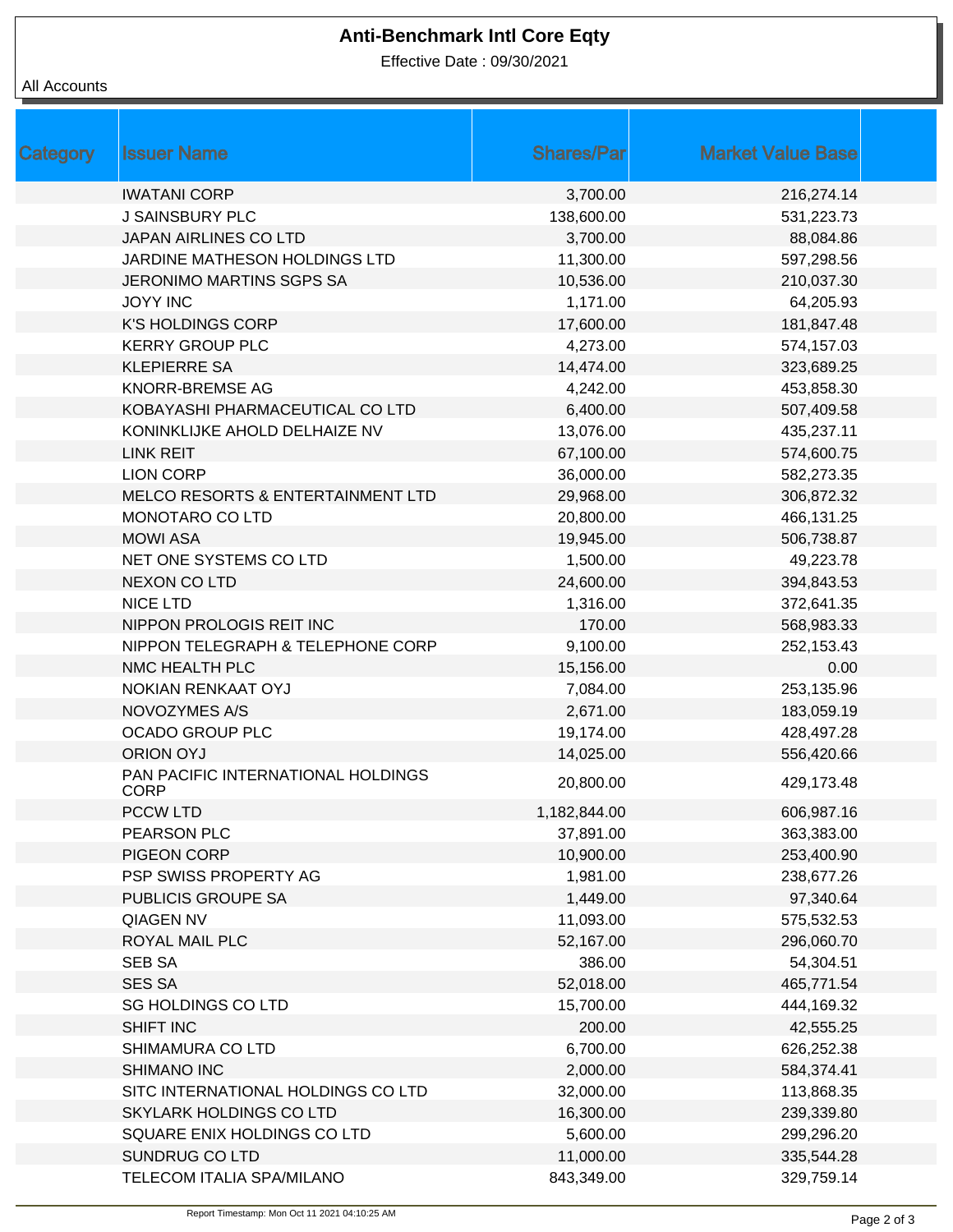# Anti-Benchmark Intl Core Eqty

Effective Date : 09/30/2021

All Accounts

| Category | Issuer Name | Shares/Par | Market Value Base |
|---|---|---|---|
| | IWATANI CORP | 3,700.00 | 216,274.14 |
| | J SAINSBURY PLC | 138,600.00 | 531,223.73 |
| | JAPAN AIRLINES CO LTD | 3,700.00 | 88,084.86 |
| | JARDINE MATHESON HOLDINGS LTD | 11,300.00 | 597,298.56 |
| | JERONIMO MARTINS SGPS SA | 10,536.00 | 210,037.30 |
| | JOYY INC | 1,171.00 | 64,205.93 |
| | K'S HOLDINGS CORP | 17,600.00 | 181,847.48 |
| | KERRY GROUP PLC | 4,273.00 | 574,157.03 |
| | KLEPIERRE SA | 14,474.00 | 323,689.25 |
| | KNORR-BREMSE AG | 4,242.00 | 453,858.30 |
| | KOBAYASHI PHARMACEUTICAL CO LTD | 6,400.00 | 507,409.58 |
| | KONINKLIJKE AHOLD DELHAIZE NV | 13,076.00 | 435,237.11 |
| | LINK REIT | 67,100.00 | 574,600.75 |
| | LION CORP | 36,000.00 | 582,273.35 |
| | MELCO RESORTS & ENTERTAINMENT LTD | 29,968.00 | 306,872.32 |
| | MONOTARO CO LTD | 20,800.00 | 466,131.25 |
| | MOWI ASA | 19,945.00 | 506,738.87 |
| | NET ONE SYSTEMS CO LTD | 1,500.00 | 49,223.78 |
| | NEXON CO LTD | 24,600.00 | 394,843.53 |
| | NICE LTD | 1,316.00 | 372,641.35 |
| | NIPPON PROLOGIS REIT INC | 170.00 | 568,983.33 |
| | NIPPON TELEGRAPH & TELEPHONE CORP | 9,100.00 | 252,153.43 |
| | NMC HEALTH PLC | 15,156.00 | 0.00 |
| | NOKIAN RENKAAT OYJ | 7,084.00 | 253,135.96 |
| | NOVOZYMES A/S | 2,671.00 | 183,059.19 |
| | OCADO GROUP PLC | 19,174.00 | 428,497.28 |
| | ORION OYJ | 14,025.00 | 556,420.66 |
| | PAN PACIFIC INTERNATIONAL HOLDINGS CORP | 20,800.00 | 429,173.48 |
| | PCCW LTD | 1,182,844.00 | 606,987.16 |
| | PEARSON PLC | 37,891.00 | 363,383.00 |
| | PIGEON CORP | 10,900.00 | 253,400.90 |
| | PSP SWISS PROPERTY AG | 1,981.00 | 238,677.26 |
| | PUBLICIS GROUPE SA | 1,449.00 | 97,340.64 |
| | QIAGEN NV | 11,093.00 | 575,532.53 |
| | ROYAL MAIL PLC | 52,167.00 | 296,060.70 |
| | SEB SA | 386.00 | 54,304.51 |
| | SES SA | 52,018.00 | 465,771.54 |
| | SG HOLDINGS CO LTD | 15,700.00 | 444,169.32 |
| | SHIFT INC | 200.00 | 42,555.25 |
| | SHIMAMURA CO LTD | 6,700.00 | 626,252.38 |
| | SHIMANO INC | 2,000.00 | 584,374.41 |
| | SITC INTERNATIONAL HOLDINGS CO LTD | 32,000.00 | 113,868.35 |
| | SKYLARK HOLDINGS CO LTD | 16,300.00 | 239,339.80 |
| | SQUARE ENIX HOLDINGS CO LTD | 5,600.00 | 299,296.20 |
| | SUNDRUG CO LTD | 11,000.00 | 335,544.28 |
| | TELECOM ITALIA SPA/MILANO | 843,349.00 | 329,759.14 |

Report Timestamp: Mon Oct 11 2021 04:10:25 AM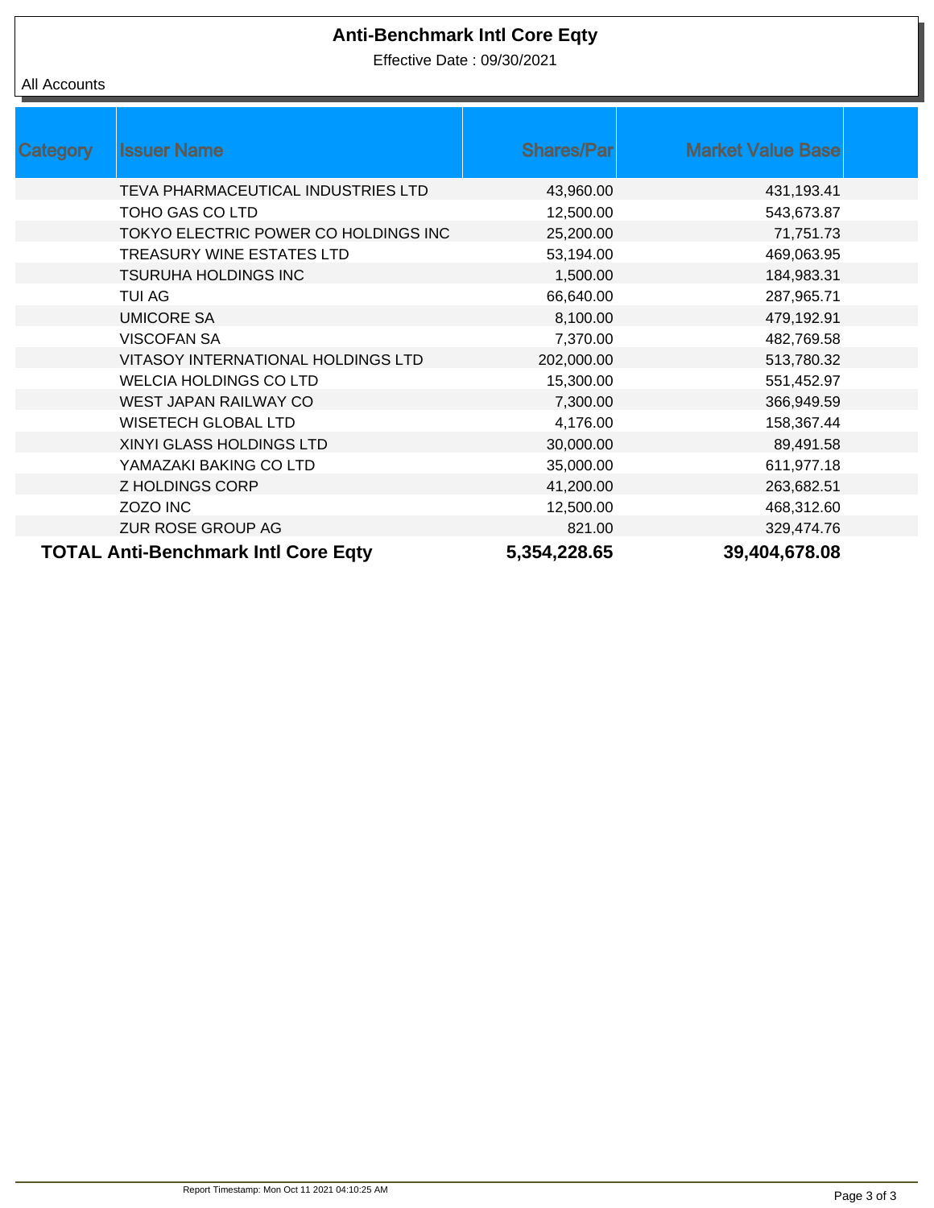# Anti-Benchmark Intl Core Eqty

Effective Date : 09/30/2021

All Accounts

| Category | Issuer Name | Shares/Par | Market Value Base |
|---|---|---|---|
| | TEVA PHARMACEUTICAL INDUSTRIES LTD | 43,960.00 | 431,193.41 |
| | TOHO GAS CO LTD | 12,500.00 | 543,673.87 |
| | TOKYO ELECTRIC POWER CO HOLDINGS INC | 25,200.00 | 71,751.73 |
| | TREASURY WINE ESTATES LTD | 53,194.00 | 469,063.95 |
| | TSURUHA HOLDINGS INC | 1,500.00 | 184,983.31 |
| | TUI AG | 66,640.00 | 287,965.71 |
| | UMICORE SA | 8,100.00 | 479,192.91 |
| | VISCOFAN SA | 7,370.00 | 482,769.58 |
| | VITASOY INTERNATIONAL HOLDINGS LTD | 202,000.00 | 513,780.32 |
| | WELCIA HOLDINGS CO LTD | 15,300.00 | 551,452.97 |
| | WEST JAPAN RAILWAY CO | 7,300.00 | 366,949.59 |
| | WISETECH GLOBAL LTD | 4,176.00 | 158,367.44 |
| | XINYI GLASS HOLDINGS LTD | 30,000.00 | 89,491.58 |
| | YAMAZAKI BAKING CO LTD | 35,000.00 | 611,977.18 |
| | Z HOLDINGS CORP | 41,200.00 | 263,682.51 |
| | ZOZO INC | 12,500.00 | 468,312.60 |
| | ZUR ROSE GROUP AG | 821.00 | 329,474.76 |
| **TOTAL Anti-Benchmark Intl Core Eqty** | | **5,354,228.65** | **39,404,678.08** |

Report Timestamp: Mon Oct 11 2021 04:10:25 AM